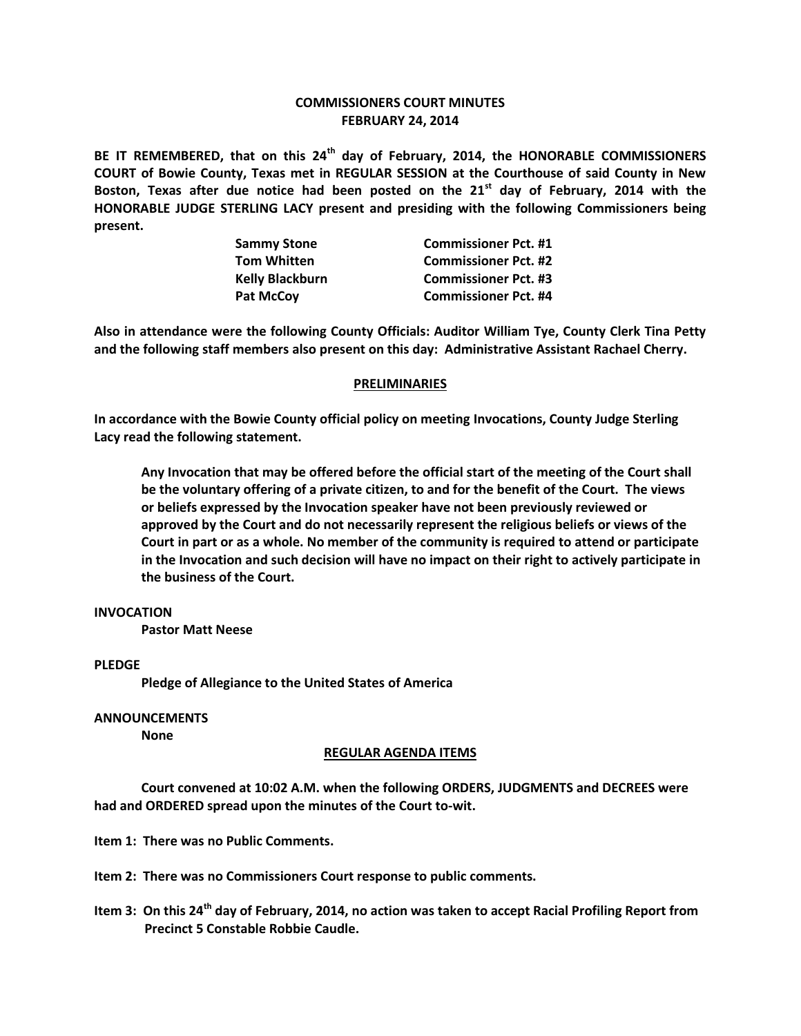# COMMISSIONERS COURT MINUTES
## FEBRUARY 24, 2014

**BE IT REMEMBERED, that on this 24th day of February, 2014, the HONORABLE COMMISSIONERS COURT of Bowie County, Texas met in REGULAR SESSION at the Courthouse of said County in New Boston, Texas after due notice had been posted on the 21st day of February, 2014 with the HONORABLE JUDGE STERLING LACY present and presiding with the following Commissioners being present.**

| | |
|---|---|
| **Sammy Stone** | **Commissioner Pct. #1** |
| **Tom Whitten** | **Commissioner Pct. #2** |
| **Kelly Blackburn** | **Commissioner Pct. #3** |
| **Pat McCoy** | **Commissioner Pct. #4** |

**Also in attendance were the following County Officials: Auditor William Tye, County Clerk Tina Petty and the following staff members also present on this day: Administrative Assistant Rachael Cherry.**

## PRELIMINARIES

**In accordance with the Bowie County official policy on meeting Invocations, County Judge Sterling Lacy read the following statement.**

> **Any Invocation that may be offered before the official start of the meeting of the Court shall be the voluntary offering of a private citizen, to and for the benefit of the Court. The views or beliefs expressed by the Invocation speaker have not been previously reviewed or approved by the Court and do not necessarily represent the religious beliefs or views of the Court in part or as a whole. No member of the community is required to attend or participate in the Invocation and such decision will have no impact on their right to actively participate in the business of the Court.**

**INVOCATION**

**Pastor Matt Neese**

**PLEDGE**

**Pledge of Allegiance to the United States of America**

**ANNOUNCEMENTS**

**None**

## REGULAR AGENDA ITEMS

**Court convened at 10:02 A.M. when the following ORDERS, JUDGMENTS and DECREES were had and ORDERED spread upon the minutes of the Court to-wit.**

**Item 1: There was no Public Comments.**

**Item 2: There was no Commissioners Court response to public comments.**

**Item 3: On this 24th day of February, 2014, no action was taken to accept Racial Profiling Report from Precinct 5 Constable Robbie Caudle.**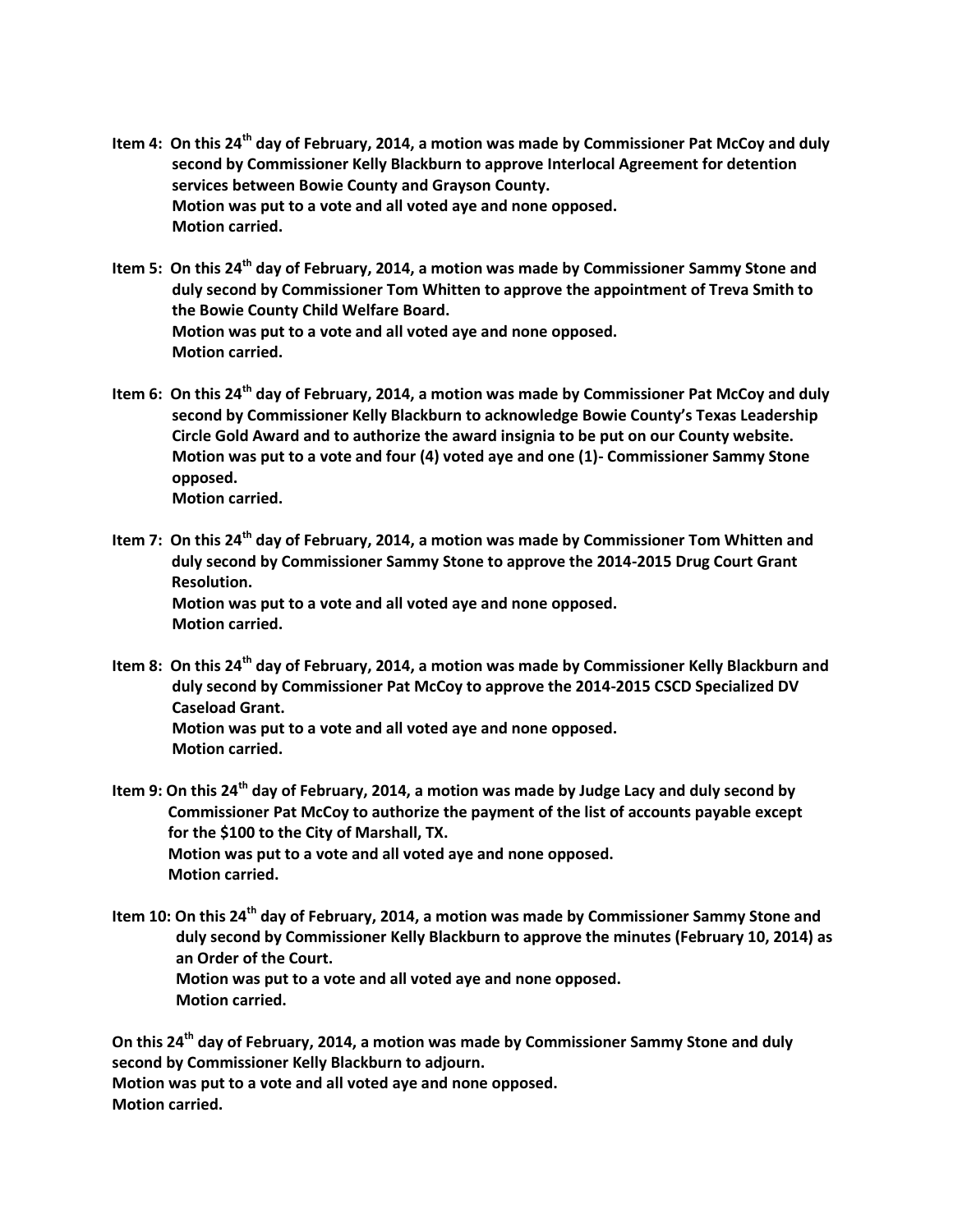**Item 4: On this 24th day of February, 2014, a motion was made by Commissioner Pat McCoy and duly second by Commissioner Kelly Blackburn to approve Interlocal Agreement for detention services between Bowie County and Grayson County.**
**Motion was put to a vote and all voted aye and none opposed.**
**Motion carried.**

**Item 5: On this 24th day of February, 2014, a motion was made by Commissioner Sammy Stone and duly second by Commissioner Tom Whitten to approve the appointment of Treva Smith to the Bowie County Child Welfare Board.**
**Motion was put to a vote and all voted aye and none opposed.**
**Motion carried.**

**Item 6: On this 24th day of February, 2014, a motion was made by Commissioner Pat McCoy and duly second by Commissioner Kelly Blackburn to acknowledge Bowie County's Texas Leadership Circle Gold Award and to authorize the award insignia to be put on our County website.**
**Motion was put to a vote and four (4) voted aye and one (1)- Commissioner Sammy Stone opposed.**
**Motion carried.**

**Item 7: On this 24th day of February, 2014, a motion was made by Commissioner Tom Whitten and duly second by Commissioner Sammy Stone to approve the 2014-2015 Drug Court Grant Resolution.**
**Motion was put to a vote and all voted aye and none opposed.**
**Motion carried.**

**Item 8: On this 24th day of February, 2014, a motion was made by Commissioner Kelly Blackburn and duly second by Commissioner Pat McCoy to approve the 2014-2015 CSCD Specialized DV Caseload Grant.**
**Motion was put to a vote and all voted aye and none opposed.**
**Motion carried.**

**Item 9: On this 24th day of February, 2014, a motion was made by Judge Lacy and duly second by Commissioner Pat McCoy to authorize the payment of the list of accounts payable except for the $100 to the City of Marshall, TX.**
**Motion was put to a vote and all voted aye and none opposed.**
**Motion carried.**

**Item 10: On this 24th day of February, 2014, a motion was made by Commissioner Sammy Stone and duly second by Commissioner Kelly Blackburn to approve the minutes (February 10, 2014) as an Order of the Court.**
**Motion was put to a vote and all voted aye and none opposed.**
**Motion carried.**

**On this 24th day of February, 2014, a motion was made by Commissioner Sammy Stone and duly second by Commissioner Kelly Blackburn to adjourn.**
**Motion was put to a vote and all voted aye and none opposed.**
**Motion carried.**